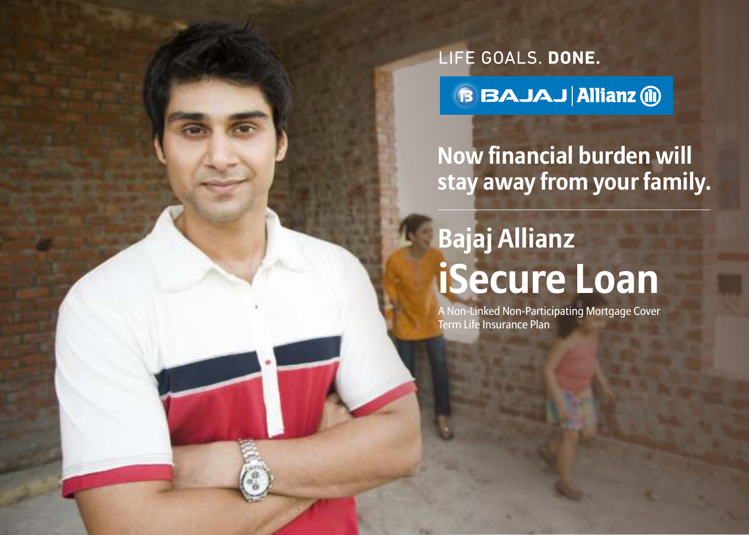LIFE GOALS. **DONE.**

BAJAJ | Allianz

## Now financial burden will stay away from your family.

# Bajaj Allianz iSecure Loan

A Non-Linked Non-Participating Mortgage Cover Term Life Insurance Plan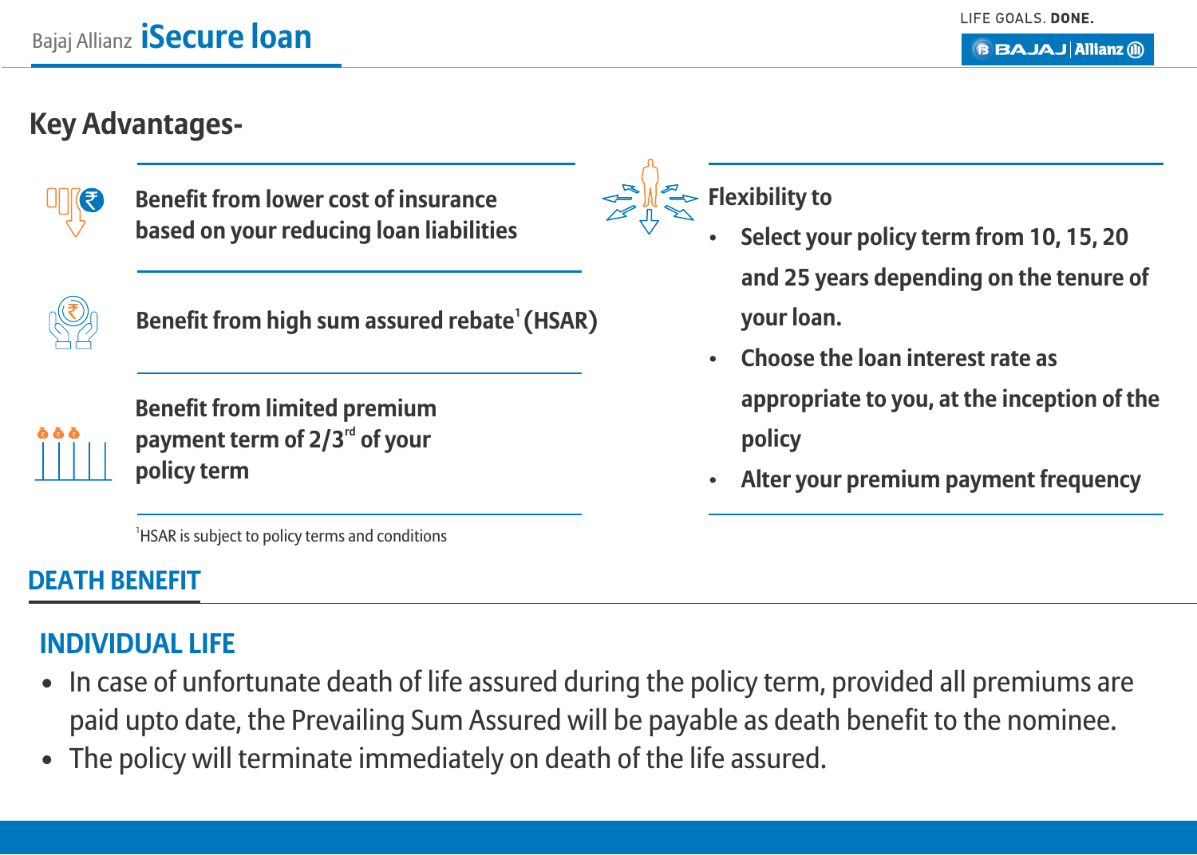## Key Advantages-

**Benefit from lower cost of insurance based on your reducing loan liabilities**

**Benefit from high sum assured rebate[1] (HSAR)**

**Benefit from limited premium payment term of 2/3rd of your policy term**

[1]HSAR is subject to policy terms and conditions

**Flexibility to**

- **Select your policy term from 10, 15, 20 and 25 years depending on the tenure of your loan.**
- **Choose the loan interest rate as appropriate to you, at the inception of the policy**
- **Alter your premium payment frequency**

## DEATH BENEFIT

### INDIVIDUAL LIFE

- In case of unfortunate death of life assured during the policy term, provided all premiums are paid upto date, the Prevailing Sum Assured will be payable as death benefit to the nominee.
- The policy will terminate immediately on death of the life assured.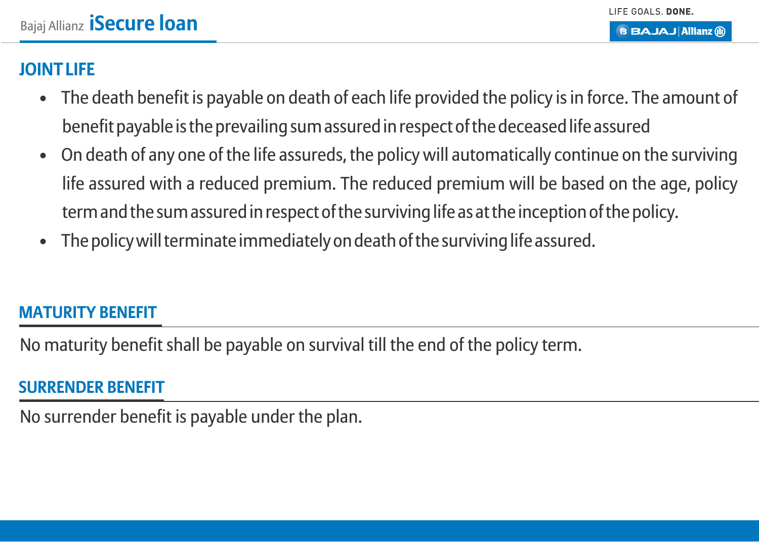## JOINT LIFE

- The death benefit is payable on death of each life provided the policy is in force. The amount of benefit payable is the prevailing sum assured in respect of the deceased life assured
- On death of any one of the life assureds, the policy will automatically continue on the surviving life assured with a reduced premium. The reduced premium will be based on the age, policy term and the sum assured in respect of the surviving life as at the inception of the policy.
- The policy will terminate immediately on death of the surviving life assured.

## MATURITY BENEFIT

No maturity benefit shall be payable on survival till the end of the policy term.

## SURRENDER BENEFIT

No surrender benefit is payable under the plan.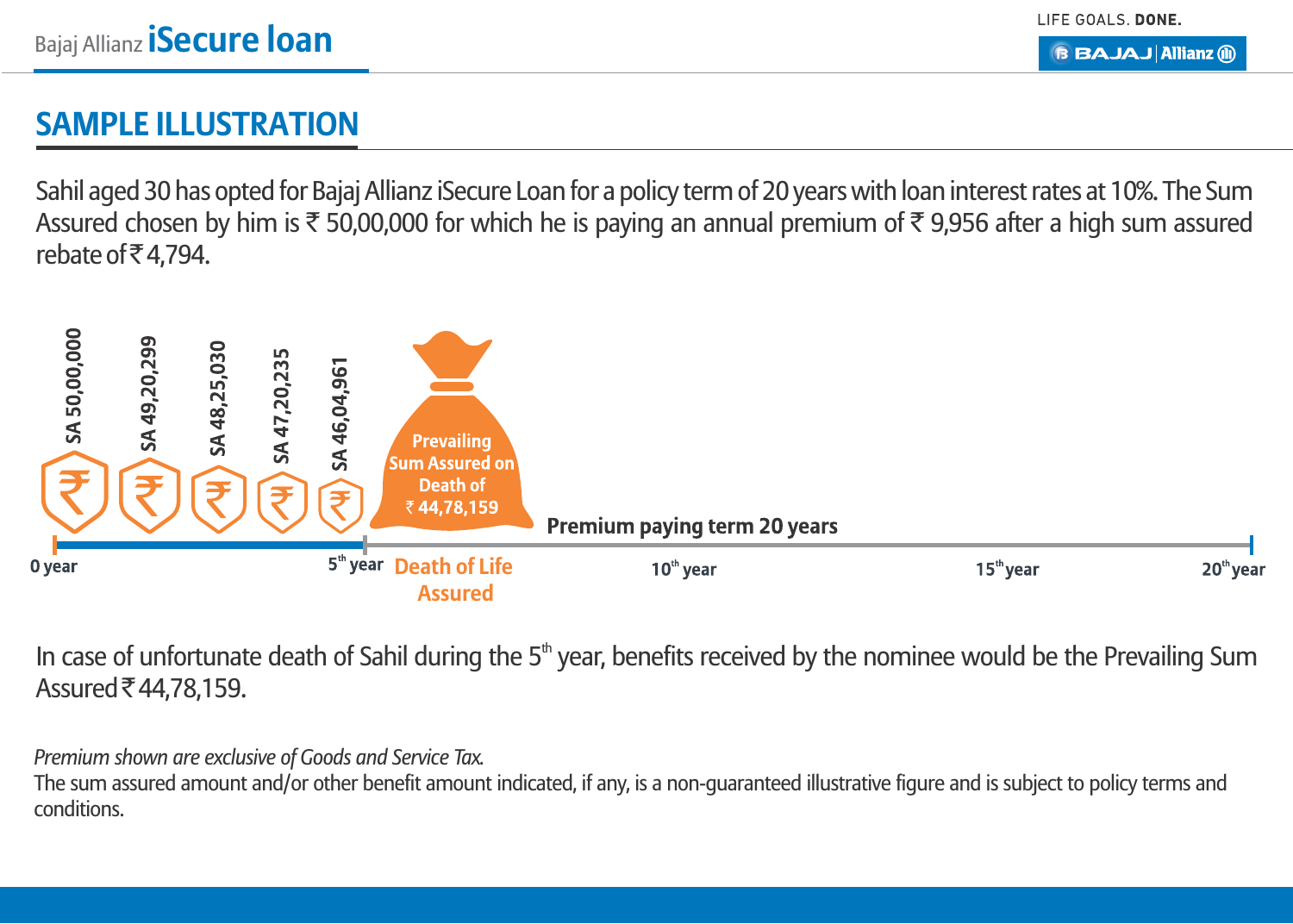## SAMPLE ILLUSTRATION

Sahil aged 30 has opted for Bajaj Allianz iSecure Loan for a policy term of 20 years with loan interest rates at 10%. The Sum Assured chosen by him is ₹ 50,00,000 for which he is paying an annual premium of ₹ 9,956 after a high sum assured rebate of ₹ 4,794.

SA 50,00,000 | SA 49,20,299 | SA 48,25,030 | SA 47,20,235 | SA 46,04,961

Prevailing Sum Assured on Death of ₹ 44,78,159

Premium paying term 20 years

0 year | 5th year | Death of Life Assured | 10th year | 15th year | 20th year

In case of unfortunate death of Sahil during the 5th year, benefits received by the nominee would be the Prevailing Sum Assured ₹ 44,78,159.

*Premium shown are exclusive of Goods and Service Tax.*

The sum assured amount and/or other benefit amount indicated, if any, is a non-guaranteed illustrative figure and is subject to policy terms and conditions.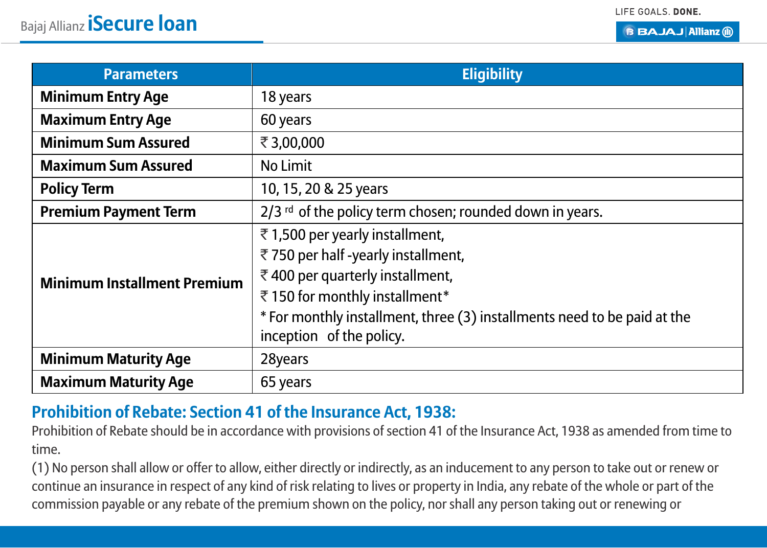| Parameters | Eligibility |
|---|---|
| **Minimum Entry Age** | 18 years |
| **Maximum Entry Age** | 60 years |
| **Minimum Sum Assured** | ₹ 3,00,000 |
| **Maximum Sum Assured** | No Limit |
| **Policy Term** | 10, 15, 20 & 25 years |
| **Premium Payment Term** | 2/3 rd of the policy term chosen; rounded down in years. |
| **Minimum Installment Premium** | ₹ 1,500 per yearly installment,<br>₹ 750 per half -yearly installment,<br>₹ 400 per quarterly installment,<br>₹ 150 for monthly installment*<br>* For monthly installment, three (3) installments need to be paid at the inception of the policy. |
| **Minimum Maturity Age** | 28years |
| **Maximum Maturity Age** | 65 years |

## Prohibition of Rebate: Section 41 of the Insurance Act, 1938:

Prohibition of Rebate should be in accordance with provisions of section 41 of the Insurance Act, 1938 as amended from time to time.

(1) No person shall allow or offer to allow, either directly or indirectly, as an inducement to any person to take out or renew or continue an insurance in respect of any kind of risk relating to lives or property in India, any rebate of the whole or part of the commission payable or any rebate of the premium shown on the policy, nor shall any person taking out or renewing or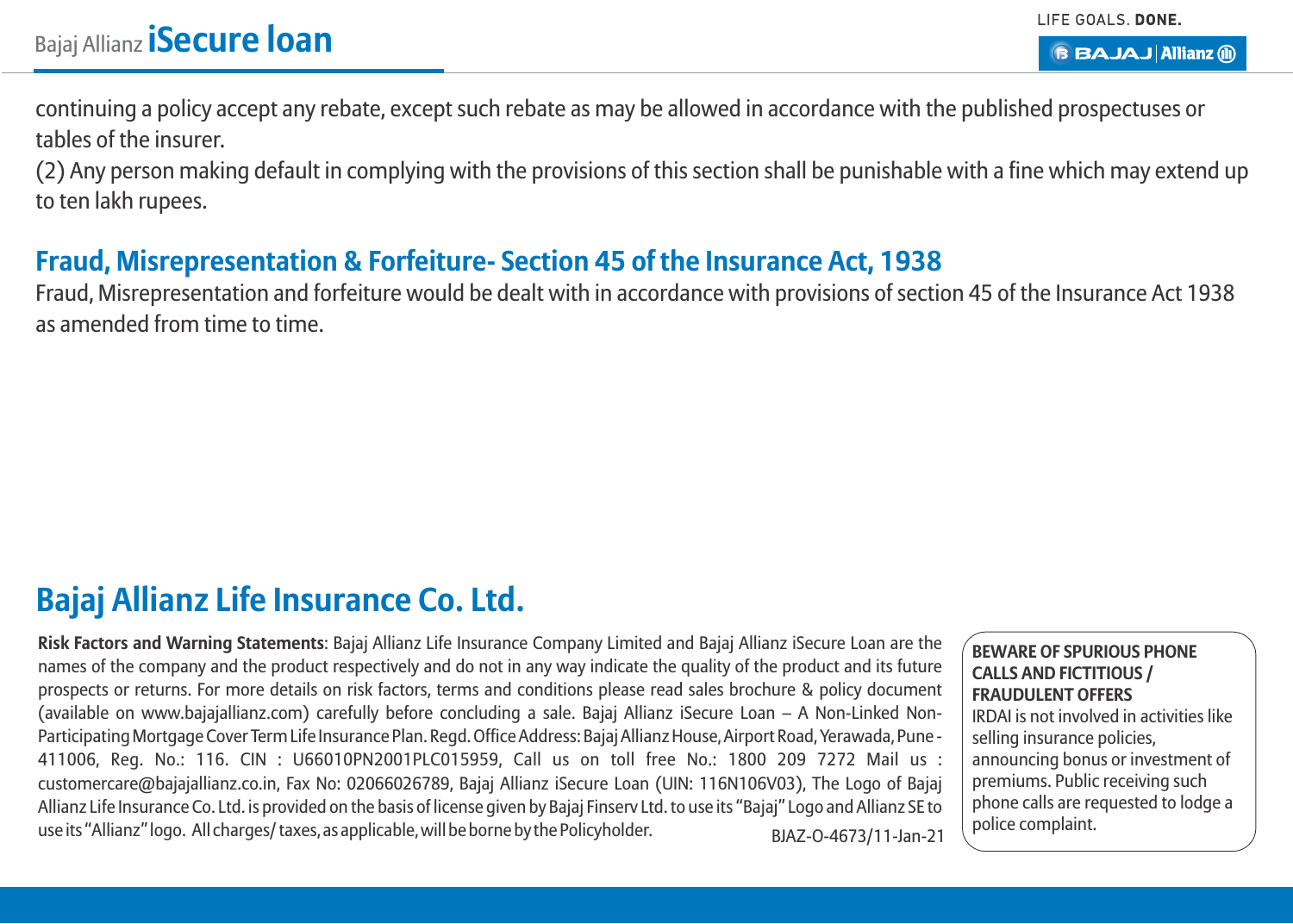continuing a policy accept any rebate, except such rebate as may be allowed in accordance with the published prospectuses or tables of the insurer.

(2) Any person making default in complying with the provisions of this section shall be punishable with a fine which may extend up to ten lakh rupees.

## Fraud, Misrepresentation & Forfeiture- Section 45 of the Insurance Act, 1938

Fraud, Misrepresentation and forfeiture would be dealt with in accordance with provisions of section 45 of the Insurance Act 1938 as amended from time to time.

# Bajaj Allianz Life Insurance Co. Ltd.

**Risk Factors and Warning Statements**: Bajaj Allianz Life Insurance Company Limited and Bajaj Allianz iSecure Loan are the names of the company and the product respectively and do not in any way indicate the quality of the product and its future prospects or returns. For more details on risk factors, terms and conditions please read sales brochure & policy document (available on www.bajajallianz.com) carefully before concluding a sale. Bajaj Allianz iSecure Loan – A Non-Linked Non-Participating Mortgage Cover Term Life Insurance Plan. Regd. Office Address: Bajaj Allianz House, Airport Road, Yerawada, Pune - 411006, Reg. No.: 116. CIN : U66010PN2001PLC015959, Call us on toll free No.: 1800 209 7272 Mail us : customercare@bajajallianz.co.in, Fax No: 02066026789, Bajaj Allianz iSecure Loan (UIN: 116N106V03), The Logo of Bajaj Allianz Life Insurance Co. Ltd. is provided on the basis of license given by Bajaj Finserv Ltd. to use its "Bajaj" Logo and Allianz SE to use its "Allianz" logo. All charges/ taxes, as applicable, will be borne by the Policyholder.

BJAZ-O-4673/11-Jan-21

**BEWARE OF SPURIOUS PHONE CALLS AND FICTITIOUS / FRAUDULENT OFFERS**

IRDAI is not involved in activities like selling insurance policies, announcing bonus or investment of premiums. Public receiving such phone calls are requested to lodge a police complaint.